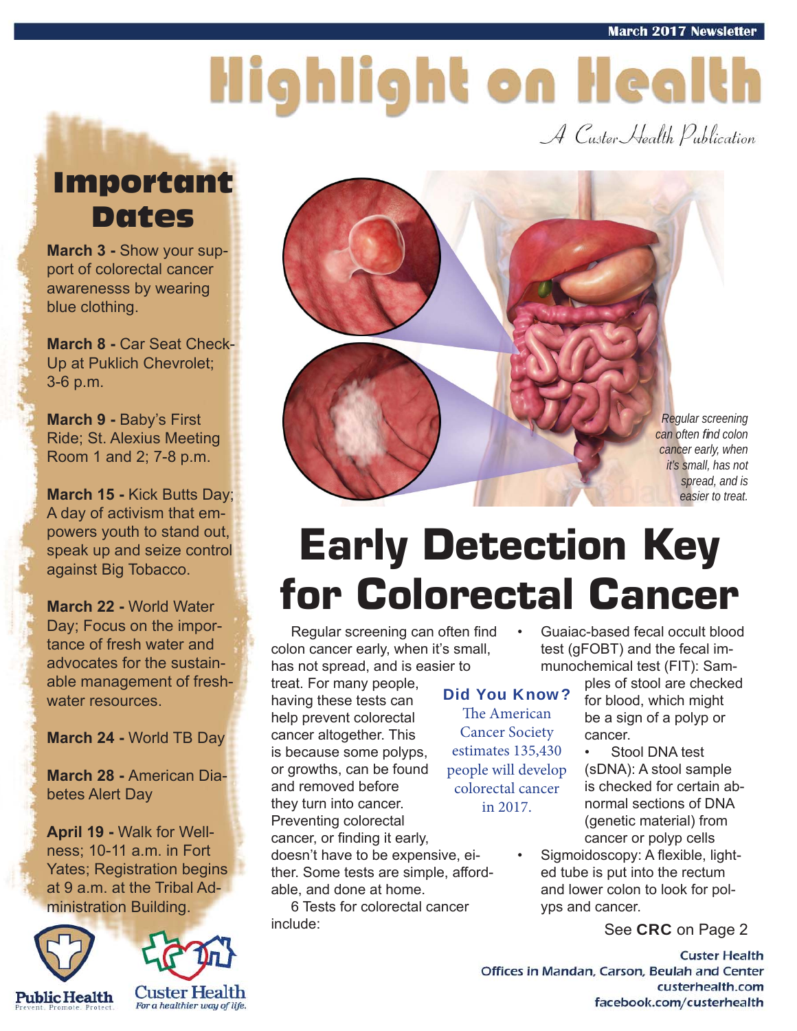March 2017 Newsletter

# Highlight on Health

*A Custer Health Publication*

## Important Dates

**March 3 -** Show your support of colorectal cancer awarenesss by wearing blue clothing.

**March 8 -** Car Seat Check-Up at Puklich Chevrolet; 3-6 p.m.

**March 9 -** Baby's First Ride; St. Alexius Meeting Room 1 and 2; 7-8 p.m.

**March 15 -** Kick Butts Day; A day of activism that empowers youth to stand out, speak up and seize control against Big Tobacco.

**March 22 -** World Water Day; Focus on the importance of fresh water and advocates for the sustainable management of freshwater resources.

**March 24 -** World TB Day

**March 28 -** American Diabetes Alert Day

**April 19 -** Walk for Wellness; 10-11 a.m. in Fort Yates; Registration begins at 9 a.m. at the Tribal Administration Building.

*Regular screening can often find colon cancer early, when it's small, has not spread, and is easier to treat.*

# Early Detection Key for Colorectal Cancer

Regular screening can often find colon cancer early, when it's small, has not spread, and is easier to treat. For many people, having these tests can help prevent colorectal cancer altogether. This is because some polyps, or growths, can be found and removed before they turn into cancer. Preventing colorectal cancer, or finding it early, doesn't have to be expensive, either. Some tests are simple, affordable, and done at home.

6 Tests for colorectal cancer include:

- Guaiac-based fecal occult blood test (gFOBT) and the fecal immunochemical test (FIT): Samples of stool are checked for blood, which might be a sign of a polyp or cancer.
- Stool DNA test (sDNA): A stool sample is checked for certain abnormal sections of DNA (genetic material) from cancer or polyp cells
- Sigmoidoscopy: A flexible, lighted tube is put into the rectum and lower colon to look for polyps and cancer.

See **CRC** on Page 2

**Did You Know?**

The American Cancer Society estimates 135,430 people will develop colorectal cancer in 2017.

Public Health — Prevent. Promote. Protect.

Custer Health — For a healthier way of life.

Custer Health
Offices in Mandan, Carson, Beulah and Center
custerhealth.com
facebook.com/custerhealth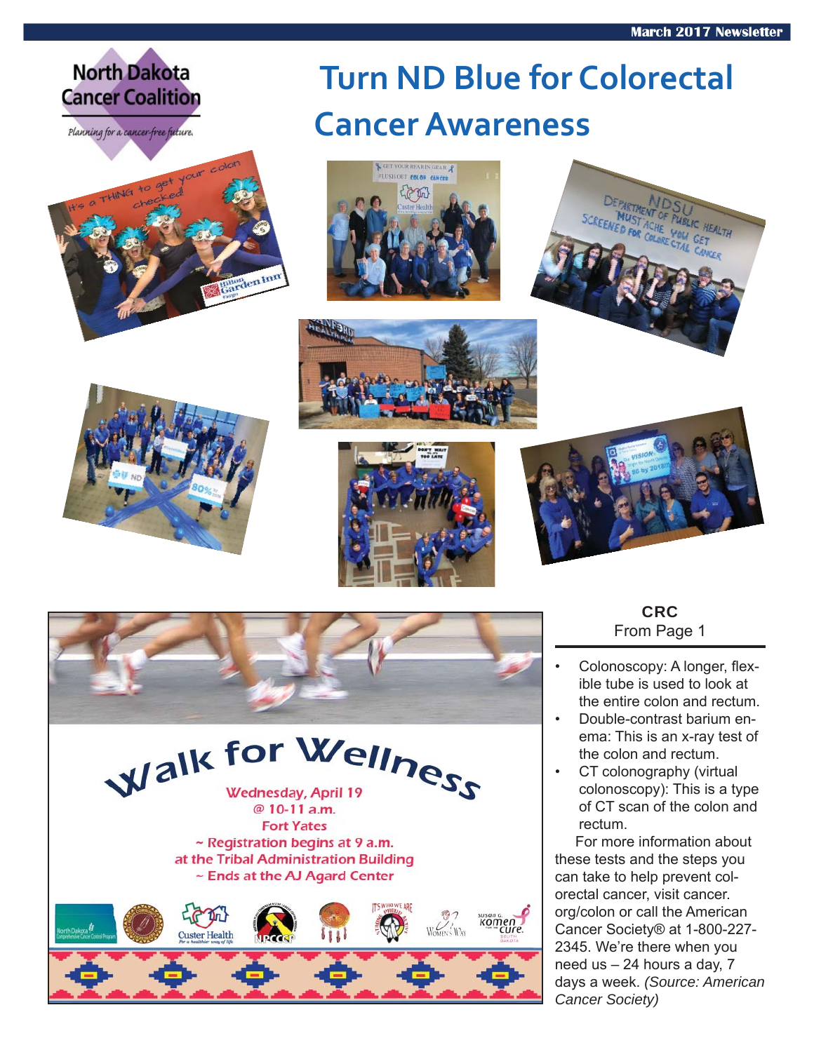# Turn ND Blue for Colorectal Cancer Awareness

Walk for Wellness

Wednesday, April 19
@ 10-11 a.m.
Fort Yates
~ Registration begins at 9 a.m.
at the Tribal Administration Building
~ Ends at the AJ Agard Center

**CRC**
From Page 1

- Colonoscopy: A longer, flexible tube is used to look at the entire colon and rectum.
- Double-contrast barium enema: This is an x-ray test of the colon and rectum.
- CT colonography (virtual colonoscopy): This is a type of CT scan of the colon and rectum.

For more information about these tests and the steps you can take to help prevent colorectal cancer, visit cancer.org/colon or call the American Cancer Society® at 1-800-227-2345. We're there when you need us – 24 hours a day, 7 days a week. *(Source: American Cancer Society)*